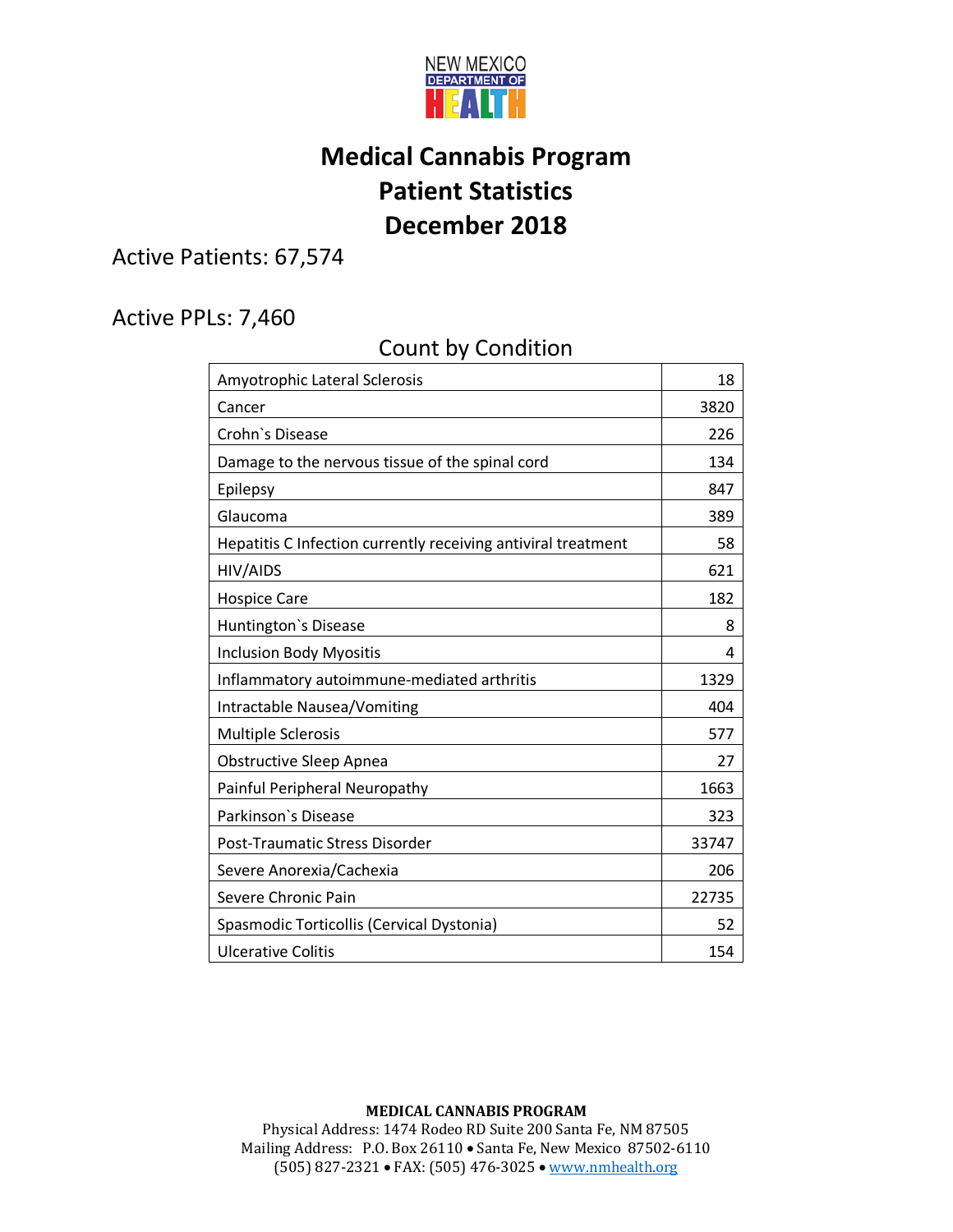NEW MEXICO DEPARTMENT OF HEALTH

# Medical Cannabis Program
# Patient Statistics
# December 2018

Active Patients: 67,574

Active PPLs: 7,460

## Count by Condition

| Condition | Count |
|---|---|
| Amyotrophic Lateral Sclerosis | 18 |
| Cancer | 3820 |
| Crohn`s Disease | 226 |
| Damage to the nervous tissue of the spinal cord | 134 |
| Epilepsy | 847 |
| Glaucoma | 389 |
| Hepatitis C Infection currently receiving antiviral treatment | 58 |
| HIV/AIDS | 621 |
| Hospice Care | 182 |
| Huntington`s Disease | 8 |
| Inclusion Body Myositis | 4 |
| Inflammatory autoimmune-mediated arthritis | 1329 |
| Intractable Nausea/Vomiting | 404 |
| Multiple Sclerosis | 577 |
| Obstructive Sleep Apnea | 27 |
| Painful Peripheral Neuropathy | 1663 |
| Parkinson`s Disease | 323 |
| Post-Traumatic Stress Disorder | 33747 |
| Severe Anorexia/Cachexia | 206 |
| Severe Chronic Pain | 22735 |
| Spasmodic Torticollis (Cervical Dystonia) | 52 |
| Ulcerative Colitis | 154 |

**MEDICAL CANNABIS PROGRAM**
Physical Address: 1474 Rodeo RD Suite 200 Santa Fe, NM 87505
Mailing Address: P.O. Box 26110 • Santa Fe, New Mexico 87502-6110
(505) 827-2321 • FAX: (505) 476-3025 • www.nmhealth.org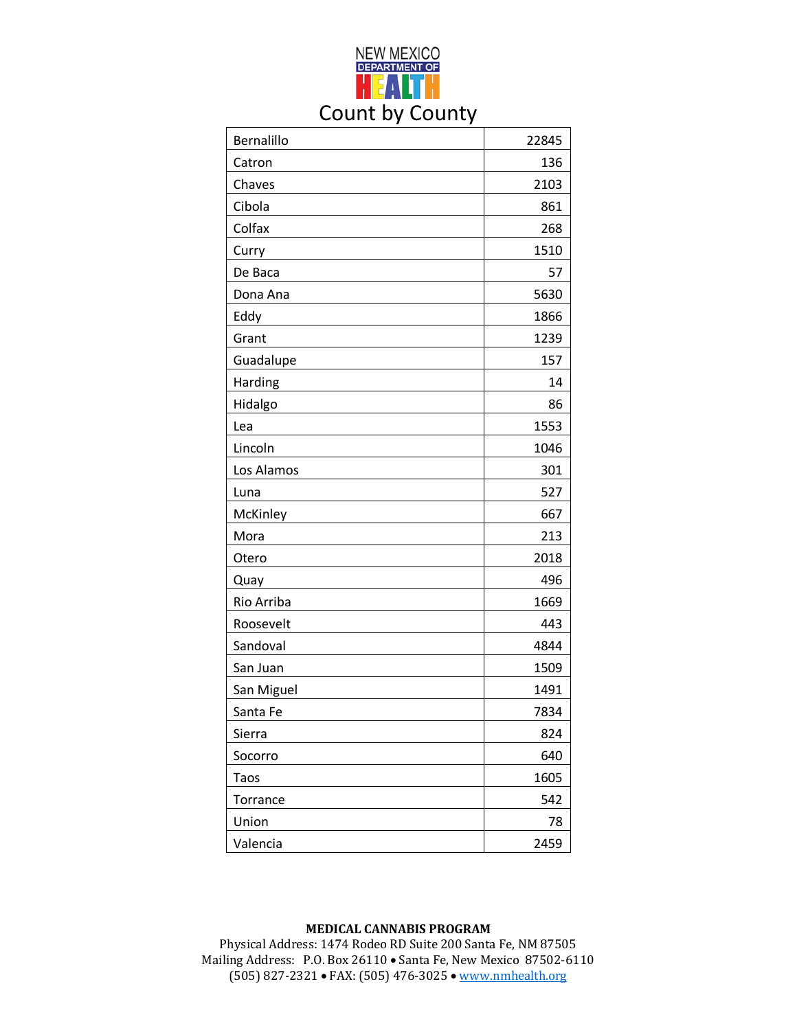NEW MEXICO DEPARTMENT OF HEALTH

# Count by County

| | |
|---|---|
| Bernalillo | 22845 |
| Catron | 136 |
| Chaves | 2103 |
| Cibola | 861 |
| Colfax | 268 |
| Curry | 1510 |
| De Baca | 57 |
| Dona Ana | 5630 |
| Eddy | 1866 |
| Grant | 1239 |
| Guadalupe | 157 |
| Harding | 14 |
| Hidalgo | 86 |
| Lea | 1553 |
| Lincoln | 1046 |
| Los Alamos | 301 |
| Luna | 527 |
| McKinley | 667 |
| Mora | 213 |
| Otero | 2018 |
| Quay | 496 |
| Rio Arriba | 1669 |
| Roosevelt | 443 |
| Sandoval | 4844 |
| San Juan | 1509 |
| San Miguel | 1491 |
| Santa Fe | 7834 |
| Sierra | 824 |
| Socorro | 640 |
| Taos | 1605 |
| Torrance | 542 |
| Union | 78 |
| Valencia | 2459 |

**MEDICAL CANNABIS PROGRAM**
Physical Address: 1474 Rodeo RD Suite 200 Santa Fe, NM 87505
Mailing Address: P.O. Box 26110 • Santa Fe, New Mexico 87502-6110
(505) 827-2321 • FAX: (505) 476-3025 • www.nmhealth.org